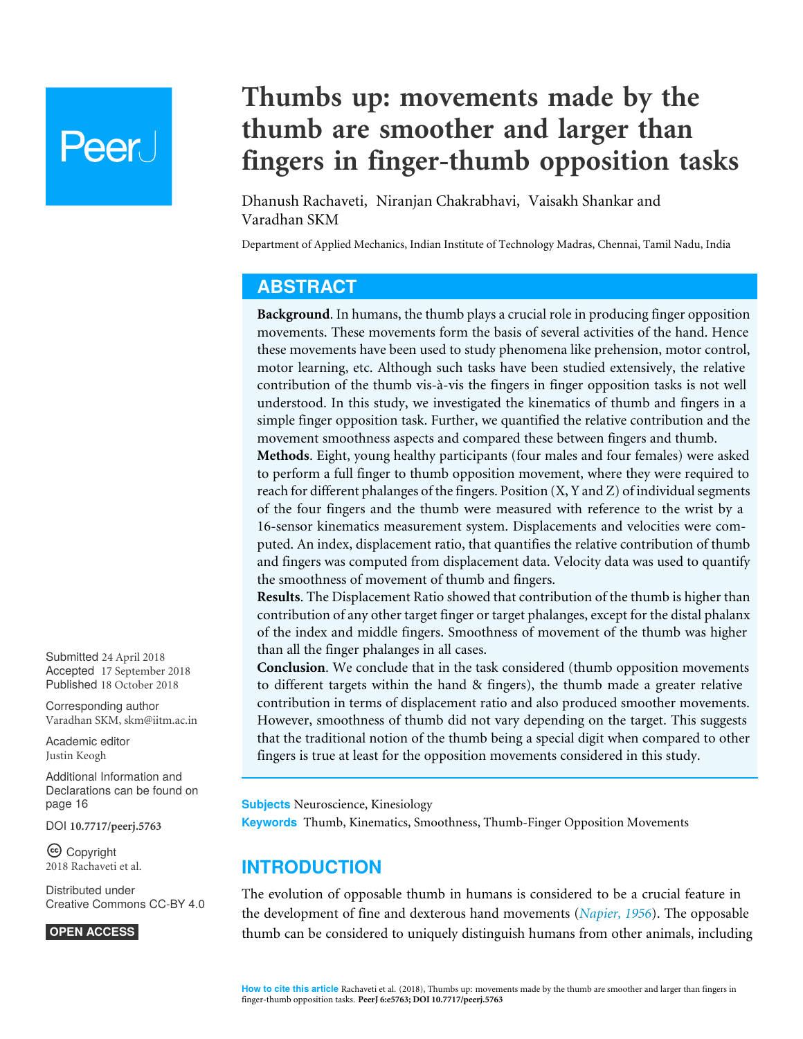# Thumbs up: movements made by the thumb are smoother and larger than fingers in finger-thumb opposition tasks

Dhanush Rachaveti, Niranjan Chakrabhavi, Vaisakh Shankar and Varadhan SKM

Department of Applied Mechanics, Indian Institute of Technology Madras, Chennai, Tamil Nadu, India

## ABSTRACT

**Background**. In humans, the thumb plays a crucial role in producing finger opposition movements. These movements form the basis of several activities of the hand. Hence these movements have been used to study phenomena like prehension, motor control, motor learning, etc. Although such tasks have been studied extensively, the relative contribution of the thumb vis-à-vis the fingers in finger opposition tasks is not well understood. In this study, we investigated the kinematics of thumb and fingers in a simple finger opposition task. Further, we quantified the relative contribution and the movement smoothness aspects and compared these between fingers and thumb.

**Methods**. Eight, young healthy participants (four males and four females) were asked to perform a full finger to thumb opposition movement, where they were required to reach for different phalanges of the fingers. Position (X, Y and Z) of individual segments of the four fingers and the thumb were measured with reference to the wrist by a 16-sensor kinematics measurement system. Displacements and velocities were computed. An index, displacement ratio, that quantifies the relative contribution of thumb and fingers was computed from displacement data. Velocity data was used to quantify the smoothness of movement of thumb and fingers.

**Results**. The Displacement Ratio showed that contribution of the thumb is higher than contribution of any other target finger or target phalanges, except for the distal phalanx of the index and middle fingers. Smoothness of movement of the thumb was higher than all the finger phalanges in all cases.

**Conclusion**. We conclude that in the task considered (thumb opposition movements to different targets within the hand & fingers), the thumb made a greater relative contribution in terms of displacement ratio and also produced smoother movements. However, smoothness of thumb did not vary depending on the target. This suggests that the traditional notion of the thumb being a special digit when compared to other fingers is true at least for the opposition movements considered in this study.

Submitted 24 April 2018
Accepted 17 September 2018
Published 18 October 2018

Corresponding author
Varadhan SKM, skm@iitm.ac.in

Academic editor
Justin Keogh

Additional Information and Declarations can be found on page 16

DOI 10.7717/peerj.5763

Copyright
2018 Rachaveti et al.

Distributed under
Creative Commons CC-BY 4.0

OPEN ACCESS

**Subjects** Neuroscience, Kinesiology
**Keywords** Thumb, Kinematics, Smoothness, Thumb-Finger Opposition Movements

## INTRODUCTION

The evolution of opposable thumb in humans is considered to be a crucial feature in the development of fine and dexterous hand movements (*Napier, 1956*). The opposable thumb can be considered to uniquely distinguish humans from other animals, including

**How to cite this article** Rachaveti et al. (2018), Thumbs up: movements made by the thumb are smoother and larger than fingers in finger-thumb opposition tasks. PeerJ 6:e5763; DOI 10.7717/peerj.5763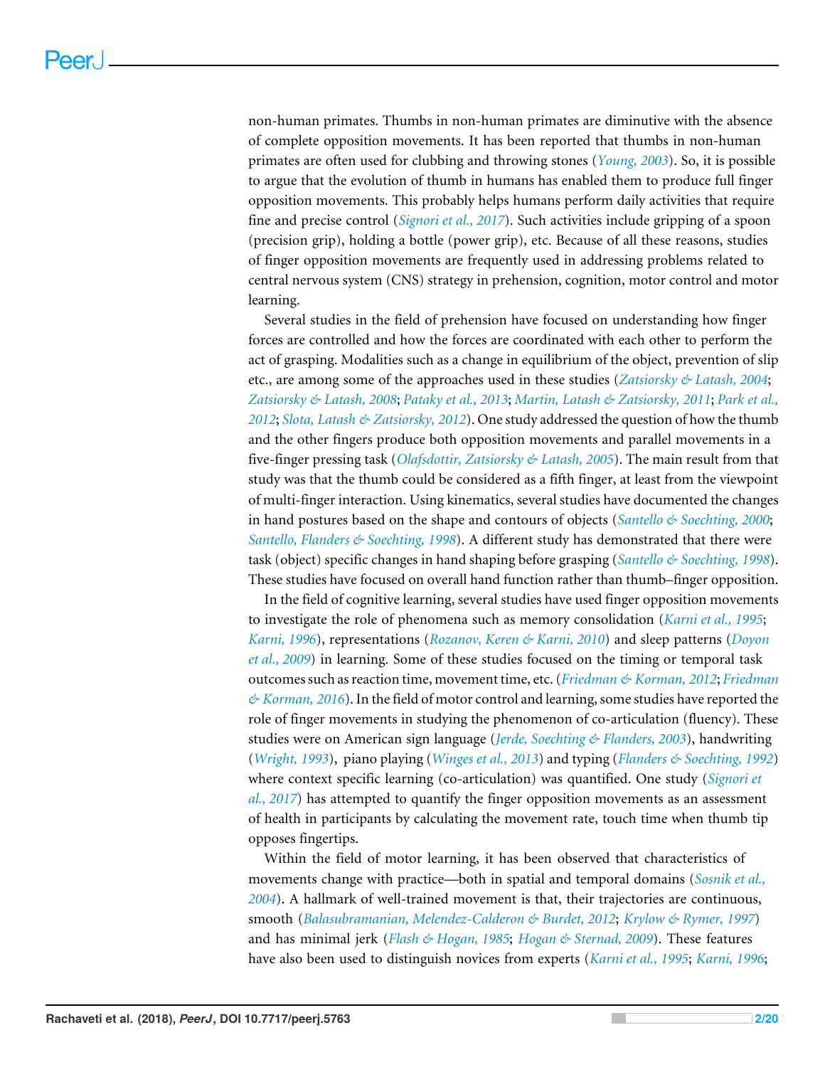non-human primates. Thumbs in non-human primates are diminutive with the absence of complete opposition movements. It has been reported that thumbs in non-human primates are often used for clubbing and throwing stones (*Young, 2003*). So, it is possible to argue that the evolution of thumb in humans has enabled them to produce full finger opposition movements. This probably helps humans perform daily activities that require fine and precise control (*Signori et al., 2017*). Such activities include gripping of a spoon (precision grip), holding a bottle (power grip), etc. Because of all these reasons, studies of finger opposition movements are frequently used in addressing problems related to central nervous system (CNS) strategy in prehension, cognition, motor control and motor learning.

Several studies in the field of prehension have focused on understanding how finger forces are controlled and how the forces are coordinated with each other to perform the act of grasping. Modalities such as a change in equilibrium of the object, prevention of slip etc., are among some of the approaches used in these studies (*Zatsiorsky & Latash, 2004*; *Zatsiorsky & Latash, 2008*; *Pataky et al., 2013*; *Martin, Latash & Zatsiorsky, 2011*; *Park et al., 2012*; *Slota, Latash & Zatsiorsky, 2012*). One study addressed the question of how the thumb and the other fingers produce both opposition movements and parallel movements in a five-finger pressing task (*Olafsdottir, Zatsiorsky & Latash, 2005*). The main result from that study was that the thumb could be considered as a fifth finger, at least from the viewpoint of multi-finger interaction. Using kinematics, several studies have documented the changes in hand postures based on the shape and contours of objects (*Santello & Soechting, 2000*; *Santello, Flanders & Soechting, 1998*). A different study has demonstrated that there were task (object) specific changes in hand shaping before grasping (*Santello & Soechting, 1998*). These studies have focused on overall hand function rather than thumb–finger opposition.

In the field of cognitive learning, several studies have used finger opposition movements to investigate the role of phenomena such as memory consolidation (*Karni et al., 1995*; *Karni, 1996*), representations (*Rozanov, Keren & Karni, 2010*) and sleep patterns (*Doyon et al., 2009*) in learning. Some of these studies focused on the timing or temporal task outcomes such as reaction time, movement time, etc. (*Friedman & Korman, 2012*; *Friedman & Korman, 2016*). In the field of motor control and learning, some studies have reported the role of finger movements in studying the phenomenon of co-articulation (fluency). These studies were on American sign language (*Jerde, Soechting & Flanders, 2003*), handwriting (*Wright, 1993*), piano playing (*Winges et al., 2013*) and typing (*Flanders & Soechting, 1992*) where context specific learning (co-articulation) was quantified. One study (*Signori et al., 2017*) has attempted to quantify the finger opposition movements as an assessment of health in participants by calculating the movement rate, touch time when thumb tip opposes fingertips.

Within the field of motor learning, it has been observed that characteristics of movements change with practice—both in spatial and temporal domains (*Sosnik et al., 2004*). A hallmark of well-trained movement is that, their trajectories are continuous, smooth (*Balasubramanian, Melendez-Calderon & Burdet, 2012*; *Krylow & Rymer, 1997*) and has minimal jerk (*Flash & Hogan, 1985*; *Hogan & Sternad, 2009*). These features have also been used to distinguish novices from experts (*Karni et al., 1995*; *Karni, 1996*;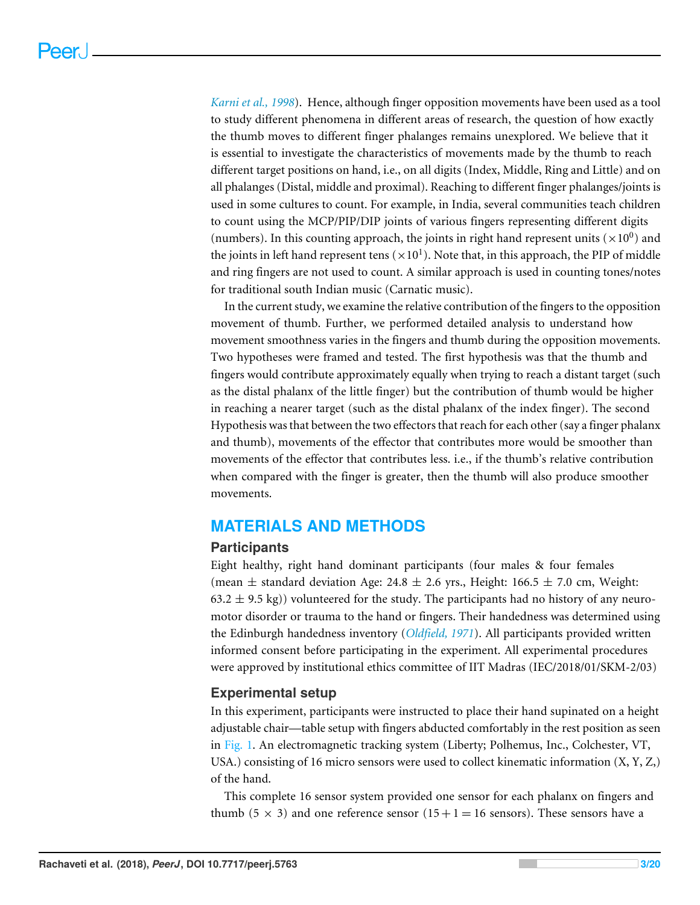Karni et al., 1998). Hence, although finger opposition movements have been used as a tool to study different phenomena in different areas of research, the question of how exactly the thumb moves to different finger phalanges remains unexplored. We believe that it is essential to investigate the characteristics of movements made by the thumb to reach different target positions on hand, i.e., on all digits (Index, Middle, Ring and Little) and on all phalanges (Distal, middle and proximal). Reaching to different finger phalanges/joints is used in some cultures to count. For example, in India, several communities teach children to count using the MCP/PIP/DIP joints of various fingers representing different digits (numbers). In this counting approach, the joints in right hand represent units ($\times 10^0$) and the joints in left hand represent tens ($\times 10^1$). Note that, in this approach, the PIP of middle and ring fingers are not used to count. A similar approach is used in counting tones/notes for traditional south Indian music (Carnatic music).

In the current study, we examine the relative contribution of the fingers to the opposition movement of thumb. Further, we performed detailed analysis to understand how movement smoothness varies in the fingers and thumb during the opposition movements. Two hypotheses were framed and tested. The first hypothesis was that the thumb and fingers would contribute approximately equally when trying to reach a distant target (such as the distal phalanx of the little finger) but the contribution of thumb would be higher in reaching a nearer target (such as the distal phalanx of the index finger). The second Hypothesis was that between the two effectors that reach for each other (say a finger phalanx and thumb), movements of the effector that contributes more would be smoother than movements of the effector that contributes less. i.e., if the thumb's relative contribution when compared with the finger is greater, then the thumb will also produce smoother movements.

## MATERIALS AND METHODS

### Participants

Eight healthy, right hand dominant participants (four males & four females (mean ± standard deviation Age: 24.8 ± 2.6 yrs., Height: 166.5 ± 7.0 cm, Weight: 63.2 ± 9.5 kg)) volunteered for the study. The participants had no history of any neuro-motor disorder or trauma to the hand or fingers. Their handedness was determined using the Edinburgh handedness inventory (Oldfield, 1971). All participants provided written informed consent before participating in the experiment. All experimental procedures were approved by institutional ethics committee of IIT Madras (IEC/2018/01/SKM-2/03)

### Experimental setup

In this experiment, participants were instructed to place their hand supinated on a height adjustable chair—table setup with fingers abducted comfortably in the rest position as seen in Fig. 1. An electromagnetic tracking system (Liberty; Polhemus, Inc., Colchester, VT, USA.) consisting of 16 micro sensors were used to collect kinematic information (X, Y, Z,) of the hand.

This complete 16 sensor system provided one sensor for each phalanx on fingers and thumb ($5 \times 3$) and one reference sensor ($15 + 1 = 16$ sensors). These sensors have a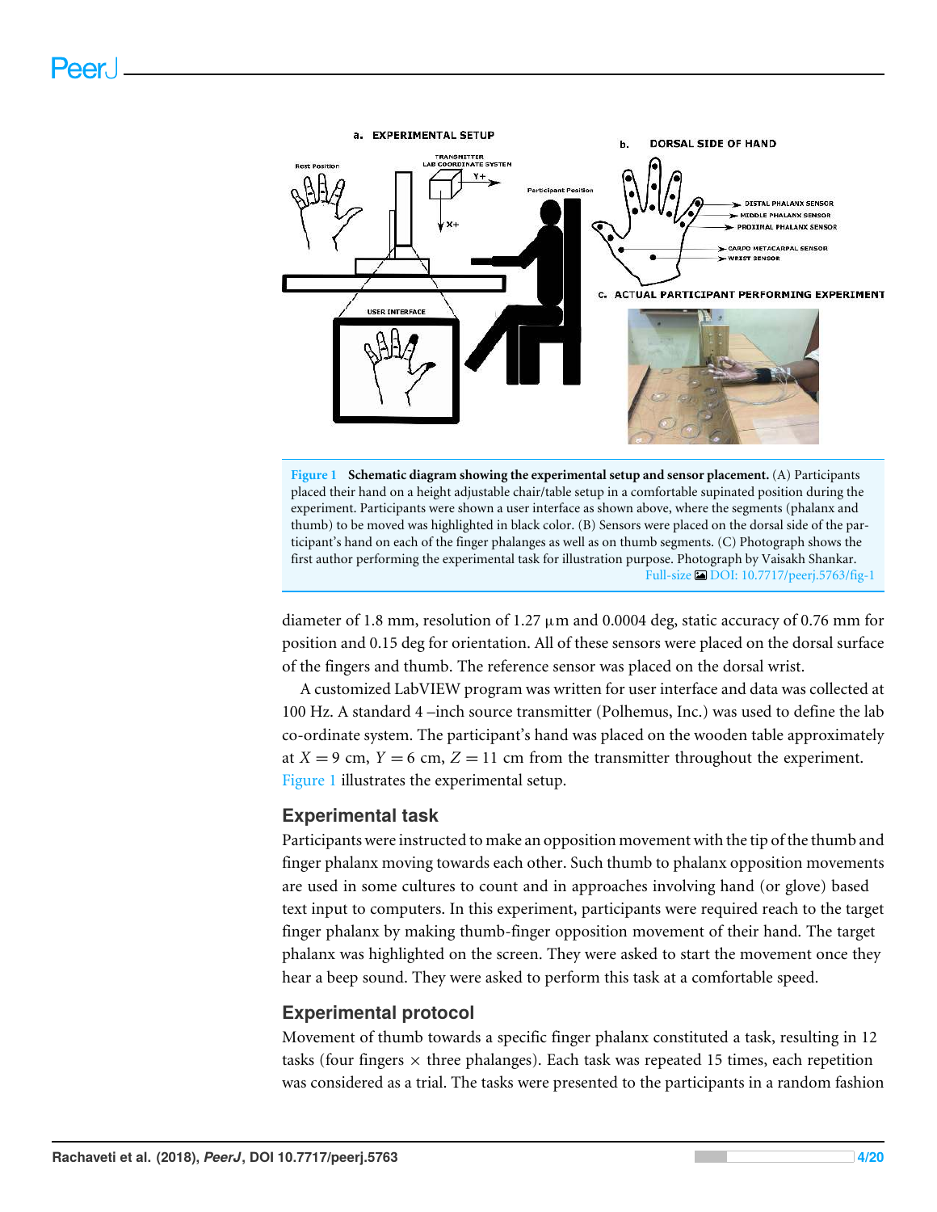**Figure 1 Schematic diagram showing the experimental setup and sensor placement.** (A) Participants placed their hand on a height adjustable chair/table setup in a comfortable supinated position during the experiment. Participants were shown a user interface as shown above, where the segments (phalanx and thumb) to be moved was highlighted in black color. (B) Sensors were placed on the dorsal side of the participant's hand on each of the finger phalanges as well as on thumb segments. (C) Photograph shows the first author performing the experimental task for illustration purpose. Photograph by Vaisakh Shankar.

Full-size DOI: 10.7717/peerj.5763/fig-1

diameter of 1.8 mm, resolution of 1.27 µm and 0.0004 deg, static accuracy of 0.76 mm for position and 0.15 deg for orientation. All of these sensors were placed on the dorsal surface of the fingers and thumb. The reference sensor was placed on the dorsal wrist.

A customized LabVIEW program was written for user interface and data was collected at 100 Hz. A standard 4 –inch source transmitter (Polhemus, Inc.) was used to define the lab co-ordinate system. The participant's hand was placed on the wooden table approximately at $X = 9$ cm, $Y = 6$ cm, $Z = 11$ cm from the transmitter throughout the experiment. Figure 1 illustrates the experimental setup.

## Experimental task

Participants were instructed to make an opposition movement with the tip of the thumb and finger phalanx moving towards each other. Such thumb to phalanx opposition movements are used in some cultures to count and in approaches involving hand (or glove) based text input to computers. In this experiment, participants were required reach to the target finger phalanx by making thumb-finger opposition movement of their hand. The target phalanx was highlighted on the screen. They were asked to start the movement once they hear a beep sound. They were asked to perform this task at a comfortable speed.

## Experimental protocol

Movement of thumb towards a specific finger phalanx constituted a task, resulting in 12 tasks (four fingers × three phalanges). Each task was repeated 15 times, each repetition was considered as a trial. The tasks were presented to the participants in a random fashion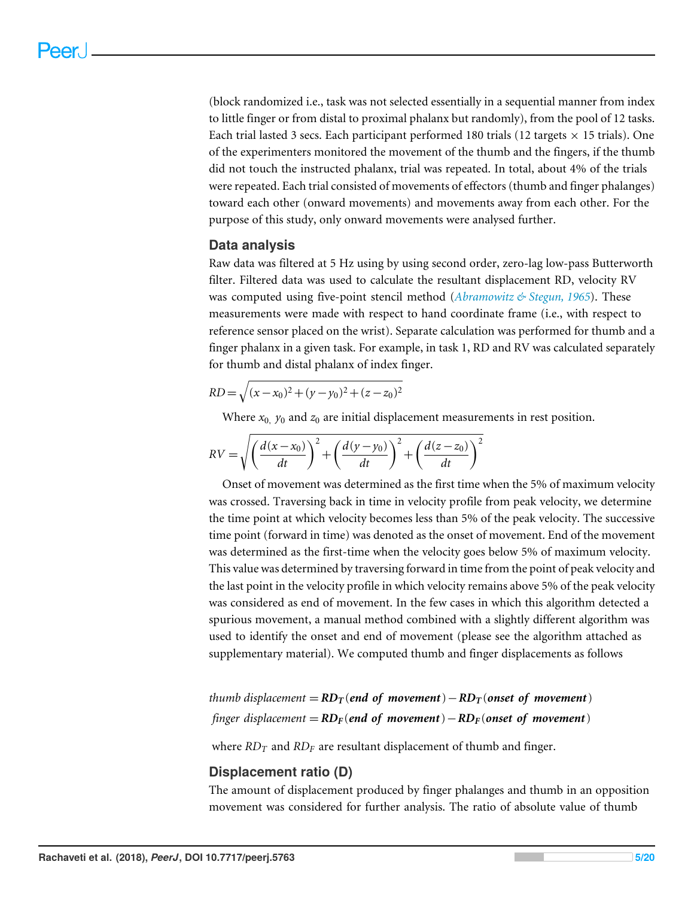(block randomized i.e., task was not selected essentially in a sequential manner from index to little finger or from distal to proximal phalanx but randomly), from the pool of 12 tasks. Each trial lasted 3 secs. Each participant performed 180 trials (12 targets × 15 trials). One of the experimenters monitored the movement of the thumb and the fingers, if the thumb did not touch the instructed phalanx, trial was repeated. In total, about 4% of the trials were repeated. Each trial consisted of movements of effectors (thumb and finger phalanges) toward each other (onward movements) and movements away from each other. For the purpose of this study, only onward movements were analysed further.

## Data analysis

Raw data was filtered at 5 Hz using by using second order, zero-lag low-pass Butterworth filter. Filtered data was used to calculate the resultant displacement RD, velocity RV was computed using five-point stencil method (*Abramowitz & Stegun, 1965*). These measurements were made with respect to hand coordinate frame (i.e., with respect to reference sensor placed on the wrist). Separate calculation was performed for thumb and a finger phalanx in a given task. For example, in task 1, RD and RV was calculated separately for thumb and distal phalanx of index finger.

$$RD = \sqrt{(x - x_0)^2 + (y - y_0)^2 + (z - z_0)^2}$$

Where $x_0$, $y_0$ and $z_0$ are initial displacement measurements in rest position.

$$RV = \sqrt{\left(\frac{d(x - x_0)}{dt}\right)^2 + \left(\frac{d(y - y_0)}{dt}\right)^2 + \left(\frac{d(z - z_0)}{dt}\right)^2}$$

Onset of movement was determined as the first time when the 5% of maximum velocity was crossed. Traversing back in time in velocity profile from peak velocity, we determine the time point at which velocity becomes less than 5% of the peak velocity. The successive time point (forward in time) was denoted as the onset of movement. End of the movement was determined as the first-time when the velocity goes below 5% of maximum velocity. This value was determined by traversing forward in time from the point of peak velocity and the last point in the velocity profile in which velocity remains above 5% of the peak velocity was considered as end of movement. In the few cases in which this algorithm detected a spurious movement, a manual method combined with a slightly different algorithm was used to identify the onset and end of movement (please see the algorithm attached as supplementary material). We computed thumb and finger displacements as follows

$$thumb\ displacement = \boldsymbol{RD_T}(\boldsymbol{end\ of\ movement}) - \boldsymbol{RD_T}(\boldsymbol{onset\ of\ movement})$$

$$finger\ displacement = \boldsymbol{RD_F}(\boldsymbol{end\ of\ movement}) - \boldsymbol{RD_F}(\boldsymbol{onset\ of\ movement})$$

where $RD_T$ and $RD_F$ are resultant displacement of thumb and finger.

## Displacement ratio (D)

The amount of displacement produced by finger phalanges and thumb in an opposition movement was considered for further analysis. The ratio of absolute value of thumb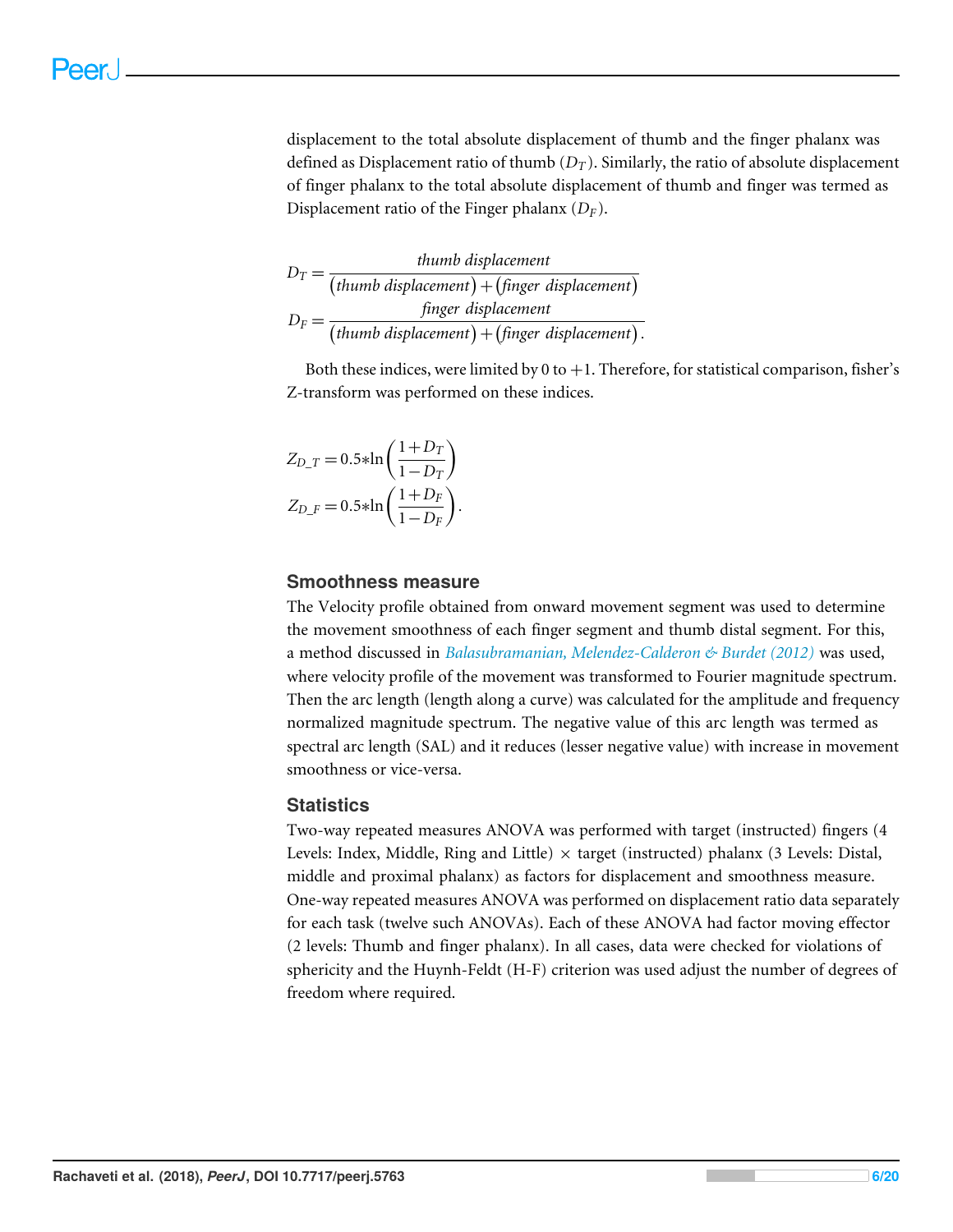displacement to the total absolute displacement of thumb and the finger phalanx was defined as Displacement ratio of thumb ($D_T$). Similarly, the ratio of absolute displacement of finger phalanx to the total absolute displacement of thumb and finger was termed as Displacement ratio of the Finger phalanx ($D_F$).

$$D_T = \frac{thumb\ displacement}{(thumb\ displacement) + (finger\ displacement)}$$
$$D_F = \frac{finger\ displacement}{(thumb\ displacement) + (finger\ displacement)}.$$

Both these indices, were limited by 0 to +1. Therefore, for statistical comparison, fisher's Z-transform was performed on these indices.

$$Z_{D\_T} = 0.5*\ln\left(\frac{1+D_T}{1-D_T}\right)$$
$$Z_{D\_F} = 0.5*\ln\left(\frac{1+D_F}{1-D_F}\right).$$

### Smoothness measure

The Velocity profile obtained from onward movement segment was used to determine the movement smoothness of each finger segment and thumb distal segment. For this, a method discussed in *Balasubramanian, Melendez-Calderon & Burdet (2012)* was used, where velocity profile of the movement was transformed to Fourier magnitude spectrum. Then the arc length (length along a curve) was calculated for the amplitude and frequency normalized magnitude spectrum. The negative value of this arc length was termed as spectral arc length (SAL) and it reduces (lesser negative value) with increase in movement smoothness or vice-versa.

### Statistics

Two-way repeated measures ANOVA was performed with target (instructed) fingers (4 Levels: Index, Middle, Ring and Little) × target (instructed) phalanx (3 Levels: Distal, middle and proximal phalanx) as factors for displacement and smoothness measure. One-way repeated measures ANOVA was performed on displacement ratio data separately for each task (twelve such ANOVAs). Each of these ANOVA had factor moving effector (2 levels: Thumb and finger phalanx). In all cases, data were checked for violations of sphericity and the Huynh-Feldt (H-F) criterion was used adjust the number of degrees of freedom where required.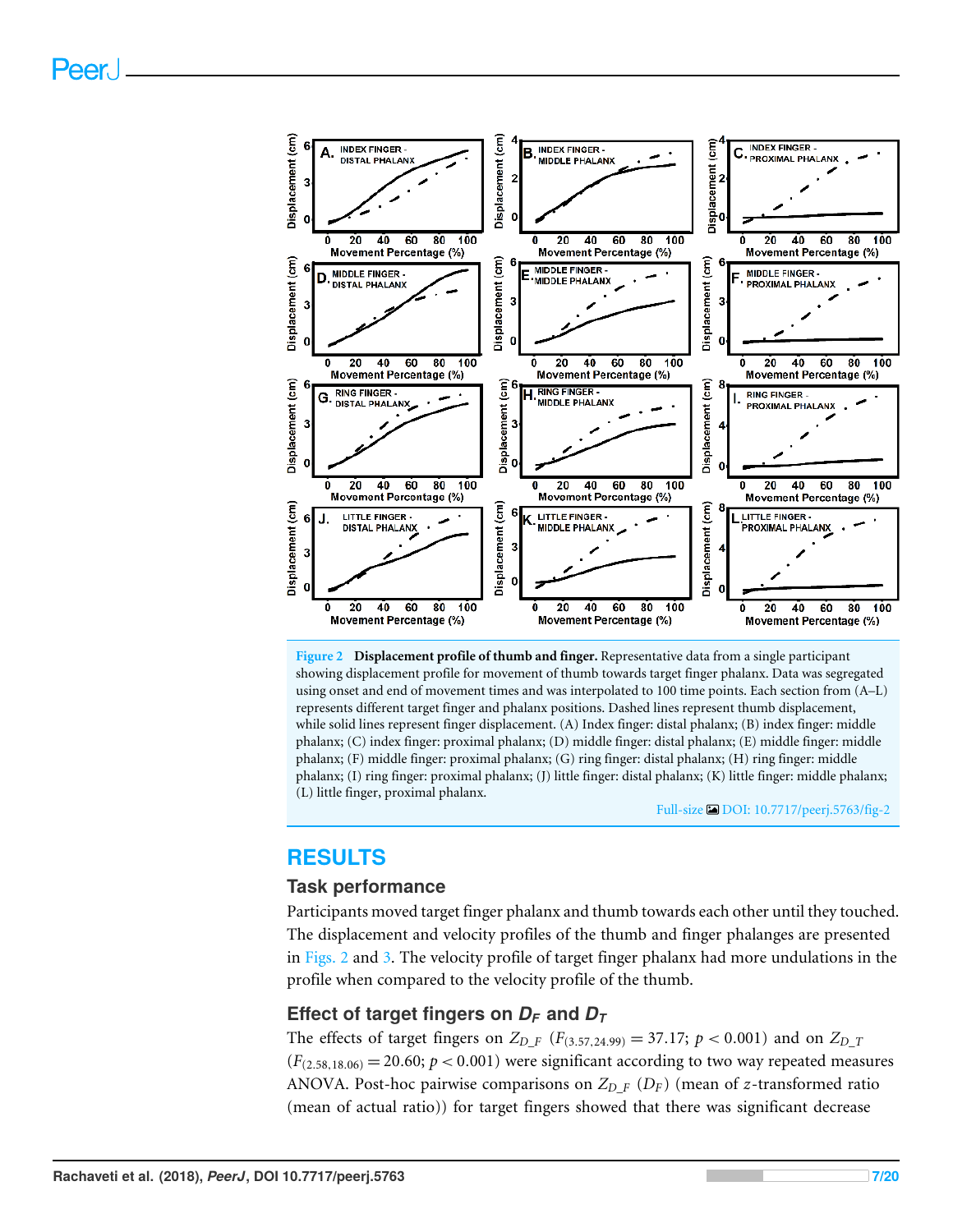Figure 2 **Displacement profile of thumb and finger.** Representative data from a single participant showing displacement profile for movement of thumb towards target finger phalanx. Data was segregated using onset and end of movement times and was interpolated to 100 time points. Each section from (A–L) represents different target finger and phalanx positions. Dashed lines represent thumb displacement, while solid lines represent finger displacement. (A) Index finger: distal phalanx; (B) index finger: middle phalanx; (C) index finger: proximal phalanx; (D) middle finger: distal phalanx; (E) middle finger: middle phalanx; (F) middle finger: proximal phalanx; (G) ring finger: distal phalanx; (H) ring finger: middle phalanx; (I) ring finger: proximal phalanx; (J) little finger: distal phalanx; (K) little finger: middle phalanx; (L) little finger, proximal phalanx.

Full-size DOI: 10.7717/peerj.5763/fig-2

# RESULTS

## Task performance

Participants moved target finger phalanx and thumb towards each other until they touched. The displacement and velocity profiles of the thumb and finger phalanges are presented in Figs. 2 and 3. The velocity profile of target finger phalanx had more undulations in the profile when compared to the velocity profile of the thumb.

## Effect of target fingers on $D_F$ and $D_T$

The effects of target fingers on $Z_{D\_F}$ ($F_{(3.57,24.99)} = 37.17$; $p < 0.001$) and on $Z_{D\_T}$ ($F_{(2.58,18.06)} = 20.60$; $p < 0.001$) were significant according to two way repeated measures ANOVA. Post-hoc pairwise comparisons on $Z_{D\_F}$ ($D_F$) (mean of $z$-transformed ratio (mean of actual ratio)) for target fingers showed that there was significant decrease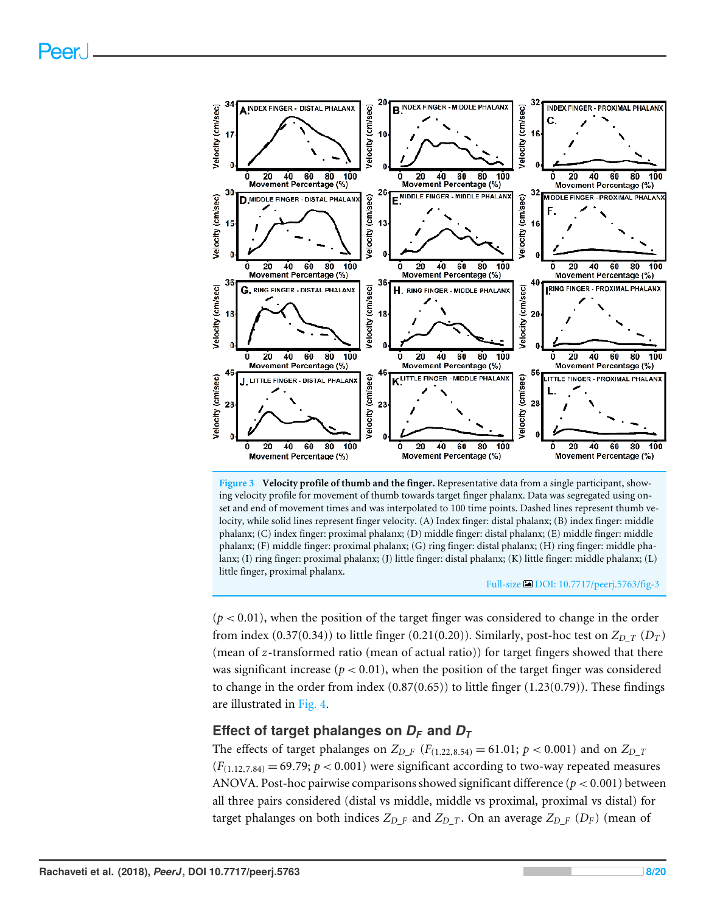**Figure 3 Velocity profile of thumb and the finger.** Representative data from a single participant, showing velocity profile for movement of thumb towards target finger phalanx. Data was segregated using onset and end of movement times and was interpolated to 100 time points. Dashed lines represent thumb velocity, while solid lines represent finger velocity. (A) Index finger: distal phalanx; (B) index finger: middle phalanx; (C) index finger: proximal phalanx; (D) middle finger: distal phalanx; (E) middle finger: middle phalanx; (F) middle finger: proximal phalanx; (G) ring finger: distal phalanx; (H) ring finger: middle phalanx; (I) ring finger: proximal phalanx; (J) little finger: distal phalanx; (K) little finger: middle phalanx; (L) little finger, proximal phalanx.

Full-size DOI: 10.7717/peerj.5763/fig-3

($p < 0.01$), when the position of the target finger was considered to change in the order from index (0.37(0.34)) to little finger (0.21(0.20)). Similarly, post-hoc test on $Z_{D\_T}$ ($D_T$) (mean of $z$-transformed ratio (mean of actual ratio)) for target fingers showed that there was significant increase ($p < 0.01$), when the position of the target finger was considered to change in the order from index (0.87(0.65)) to little finger (1.23(0.79)). These findings are illustrated in Fig. 4.

## Effect of target phalanges on $D_F$ and $D_T$

The effects of target phalanges on $Z_{D\_F}$ ($F_{(1.22,8.54)} = 61.01$; $p < 0.001$) and on $Z_{D\_T}$ ($F_{(1.12,7.84)} = 69.79$; $p < 0.001$) were significant according to two-way repeated measures ANOVA. Post-hoc pairwise comparisons showed significant difference ($p < 0.001$) between all three pairs considered (distal vs middle, middle vs proximal, proximal vs distal) for target phalanges on both indices $Z_{D\_F}$ and $Z_{D\_T}$. On an average $Z_{D\_F}$ ($D_F$) (mean of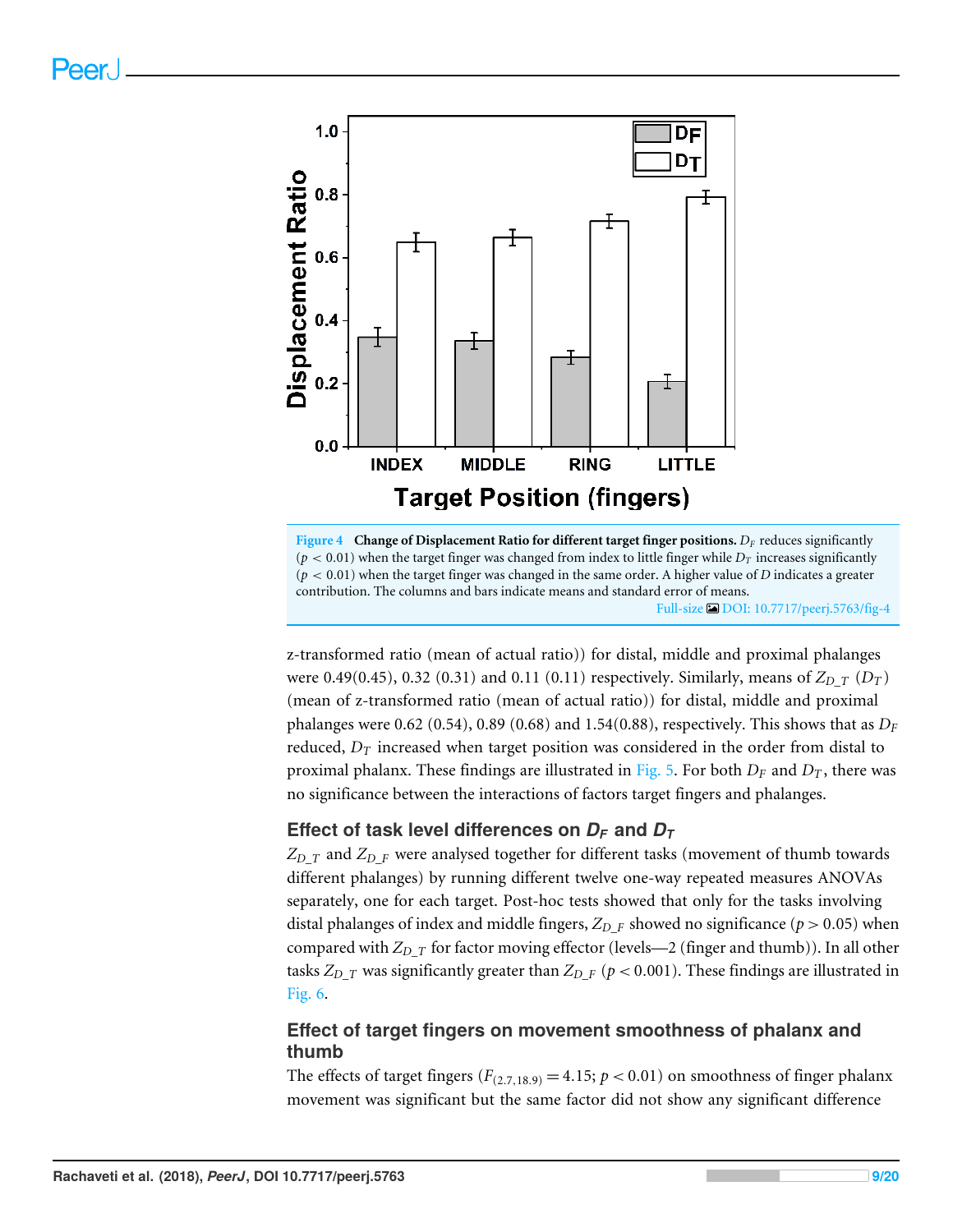Figure 4 Change of Displacement Ratio for different target finger positions. $D_F$ reduces significantly ($p < 0.01$) when the target finger was changed from index to little finger while $D_T$ increases significantly ($p < 0.01$) when the target finger was changed in the same order. A higher value of $D$ indicates a greater contribution. The columns and bars indicate means and standard error of means.

Full-size DOI: 10.7717/peerj.5763/fig-4

z-transformed ratio (mean of actual ratio)) for distal, middle and proximal phalanges were 0.49(0.45), 0.32 (0.31) and 0.11 (0.11) respectively. Similarly, means of $Z_{D\_T}$ ($D_T$) (mean of z-transformed ratio (mean of actual ratio)) for distal, middle and proximal phalanges were 0.62 (0.54), 0.89 (0.68) and 1.54(0.88), respectively. This shows that as $D_F$ reduced, $D_T$ increased when target position was considered in the order from distal to proximal phalanx. These findings are illustrated in Fig. 5. For both $D_F$ and $D_T$, there was no significance between the interactions of factors target fingers and phalanges.

### Effect of task level differences on $D_F$ and $D_T$

$Z_{D\_T}$ and $Z_{D\_F}$ were analysed together for different tasks (movement of thumb towards different phalanges) by running different twelve one-way repeated measures ANOVAs separately, one for each target. Post-hoc tests showed that only for the tasks involving distal phalanges of index and middle fingers, $Z_{D\_F}$ showed no significance ($p > 0.05$) when compared with $Z_{D\_T}$ for factor moving effector (levels—2 (finger and thumb)). In all other tasks $Z_{D\_T}$ was significantly greater than $Z_{D\_F}$ ($p < 0.001$). These findings are illustrated in Fig. 6.

### Effect of target fingers on movement smoothness of phalanx and thumb

The effects of target fingers ($F_{(2.7,18.9)} = 4.15$; $p < 0.01$) on smoothness of finger phalanx movement was significant but the same factor did not show any significant difference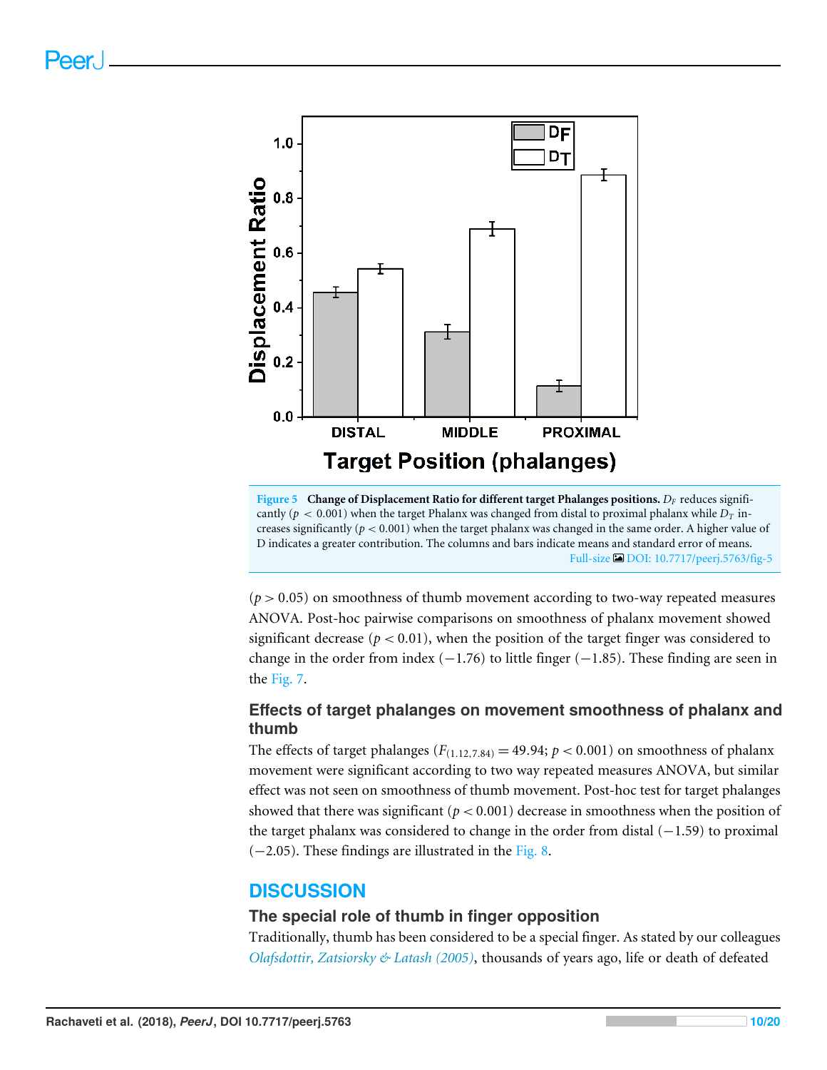**Figure 5 Change of Displacement Ratio for different target Phalanges positions.** $D_F$ reduces significantly ($p < 0.001$) when the target Phalanx was changed from distal to proximal phalanx while $D_T$ increases significantly ($p < 0.001$) when the target phalanx was changed in the same order. A higher value of D indicates a greater contribution. The columns and bars indicate means and standard error of means.

Full-size DOI: 10.7717/peerj.5763/fig-5

($p > 0.05$) on smoothness of thumb movement according to two-way repeated measures ANOVA. Post-hoc pairwise comparisons on smoothness of phalanx movement showed significant decrease ($p < 0.01$), when the position of the target finger was considered to change in the order from index (−1.76) to little finger (−1.85). These finding are seen in the Fig. 7.

### Effects of target phalanges on movement smoothness of phalanx and thumb

The effects of target phalanges ($F_{(1.12,7.84)} = 49.94$; $p < 0.001$) on smoothness of phalanx movement were significant according to two way repeated measures ANOVA, but similar effect was not seen on smoothness of thumb movement. Post-hoc test for target phalanges showed that there was significant ($p < 0.001$) decrease in smoothness when the position of the target phalanx was considered to change in the order from distal (−1.59) to proximal (−2.05). These findings are illustrated in the Fig. 8.

## DISCUSSION

### The special role of thumb in finger opposition

Traditionally, thumb has been considered to be a special finger. As stated by our colleagues *Olafsdottir, Zatsiorsky & Latash (2005)*, thousands of years ago, life or death of defeated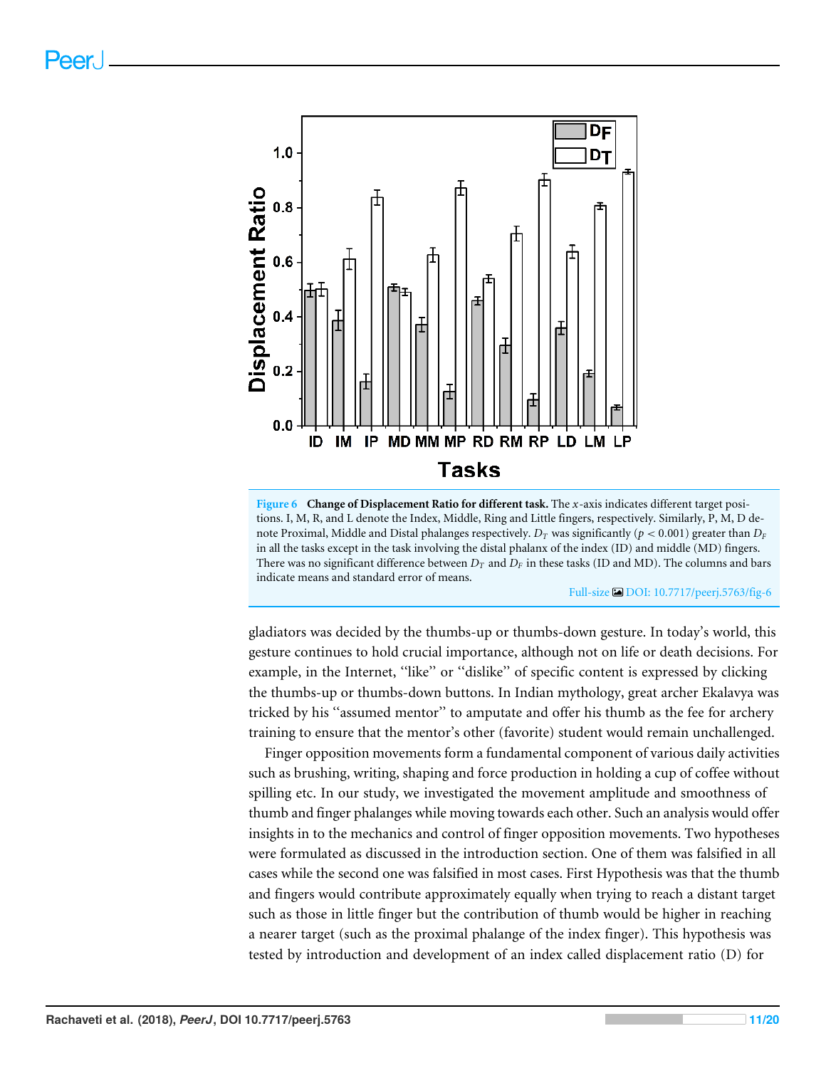**Figure 6 Change of Displacement Ratio for different task.** The $x$-axis indicates different target positions. I, M, R, and L denote the Index, Middle, Ring and Little fingers, respectively. Similarly, P, M, D denote Proximal, Middle and Distal phalanges respectively. $D_T$ was significantly ($p < 0.001$) greater than $D_F$ in all the tasks except in the task involving the distal phalanx of the index (ID) and middle (MD) fingers. There was no significant difference between $D_T$ and $D_F$ in these tasks (ID and MD). The columns and bars indicate means and standard error of means.

Full-size DOI: 10.7717/peerj.5763/fig-6

gladiators was decided by the thumbs-up or thumbs-down gesture. In today's world, this gesture continues to hold crucial importance, although not on life or death decisions. For example, in the Internet, "like" or "dislike" of specific content is expressed by clicking the thumbs-up or thumbs-down buttons. In Indian mythology, great archer Ekalavya was tricked by his "assumed mentor" to amputate and offer his thumb as the fee for archery training to ensure that the mentor's other (favorite) student would remain unchallenged.

Finger opposition movements form a fundamental component of various daily activities such as brushing, writing, shaping and force production in holding a cup of coffee without spilling etc. In our study, we investigated the movement amplitude and smoothness of thumb and finger phalanges while moving towards each other. Such an analysis would offer insights in to the mechanics and control of finger opposition movements. Two hypotheses were formulated as discussed in the introduction section. One of them was falsified in all cases while the second one was falsified in most cases. First Hypothesis was that the thumb and fingers would contribute approximately equally when trying to reach a distant target such as those in little finger but the contribution of thumb would be higher in reaching a nearer target (such as the proximal phalange of the index finger). This hypothesis was tested by introduction and development of an index called displacement ratio (D) for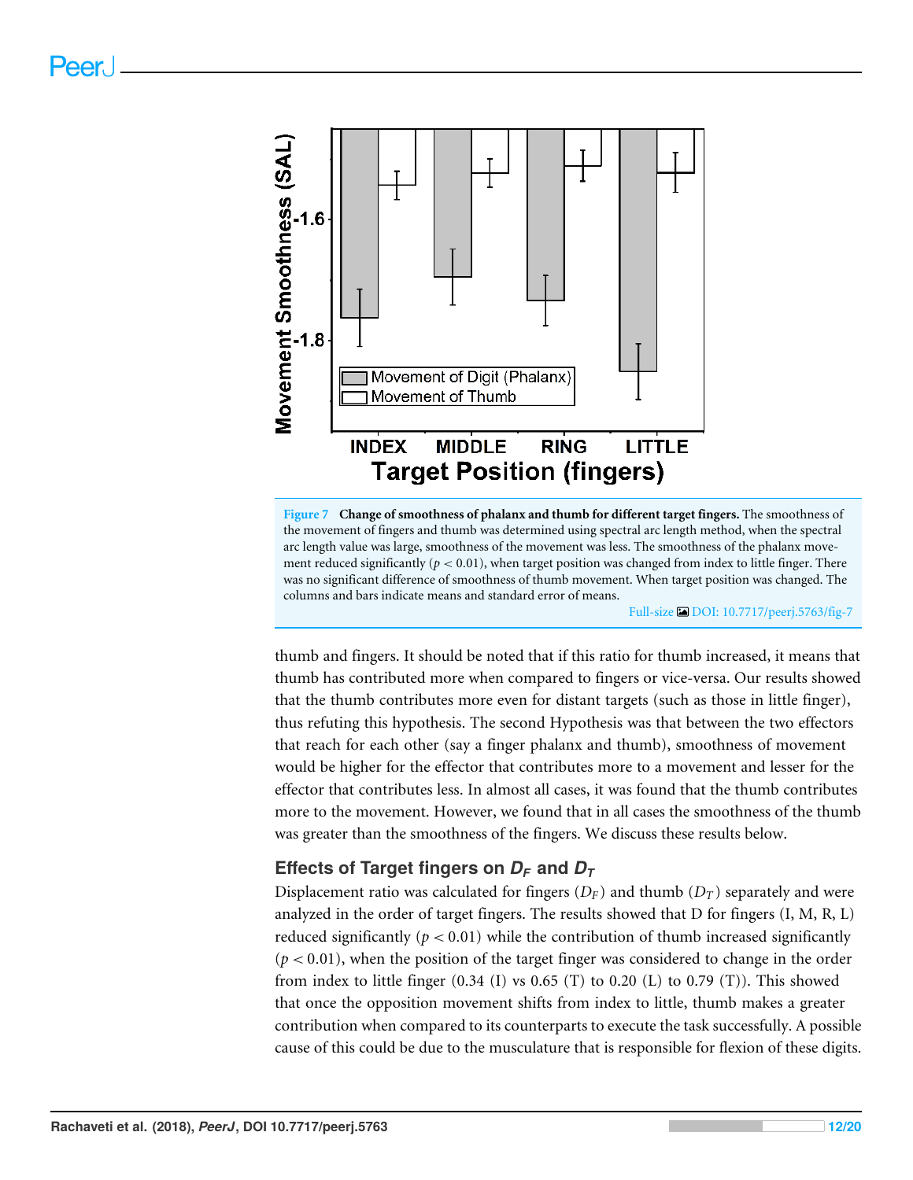**Figure 7 Change of smoothness of phalanx and thumb for different target fingers.** The smoothness of the movement of fingers and thumb was determined using spectral arc length method, when the spectral arc length value was large, smoothness of the movement was less. The smoothness of the phalanx movement reduced significantly ($p < 0.01$), when target position was changed from index to little finger. There was no significant difference of smoothness of thumb movement. When target position was changed. The columns and bars indicate means and standard error of means.

Full-size DOI: 10.7717/peerj.5763/fig-7

thumb and fingers. It should be noted that if this ratio for thumb increased, it means that thumb has contributed more when compared to fingers or vice-versa. Our results showed that the thumb contributes more even for distant targets (such as those in little finger), thus refuting this hypothesis. The second Hypothesis was that between the two effectors that reach for each other (say a finger phalanx and thumb), smoothness of movement would be higher for the effector that contributes more to a movement and lesser for the effector that contributes less. In almost all cases, it was found that the thumb contributes more to the movement. However, we found that in all cases the smoothness of the thumb was greater than the smoothness of the fingers. We discuss these results below.

### Effects of Target fingers on $D_F$ and $D_T$

Displacement ratio was calculated for fingers ($D_F$) and thumb ($D_T$) separately and were analyzed in the order of target fingers. The results showed that D for fingers (I, M, R, L) reduced significantly ($p < 0.01$) while the contribution of thumb increased significantly ($p < 0.01$), when the position of the target finger was considered to change in the order from index to little finger (0.34 (I) vs 0.65 (T) to 0.20 (L) to 0.79 (T)). This showed that once the opposition movement shifts from index to little, thumb makes a greater contribution when compared to its counterparts to execute the task successfully. A possible cause of this could be due to the musculature that is responsible for flexion of these digits.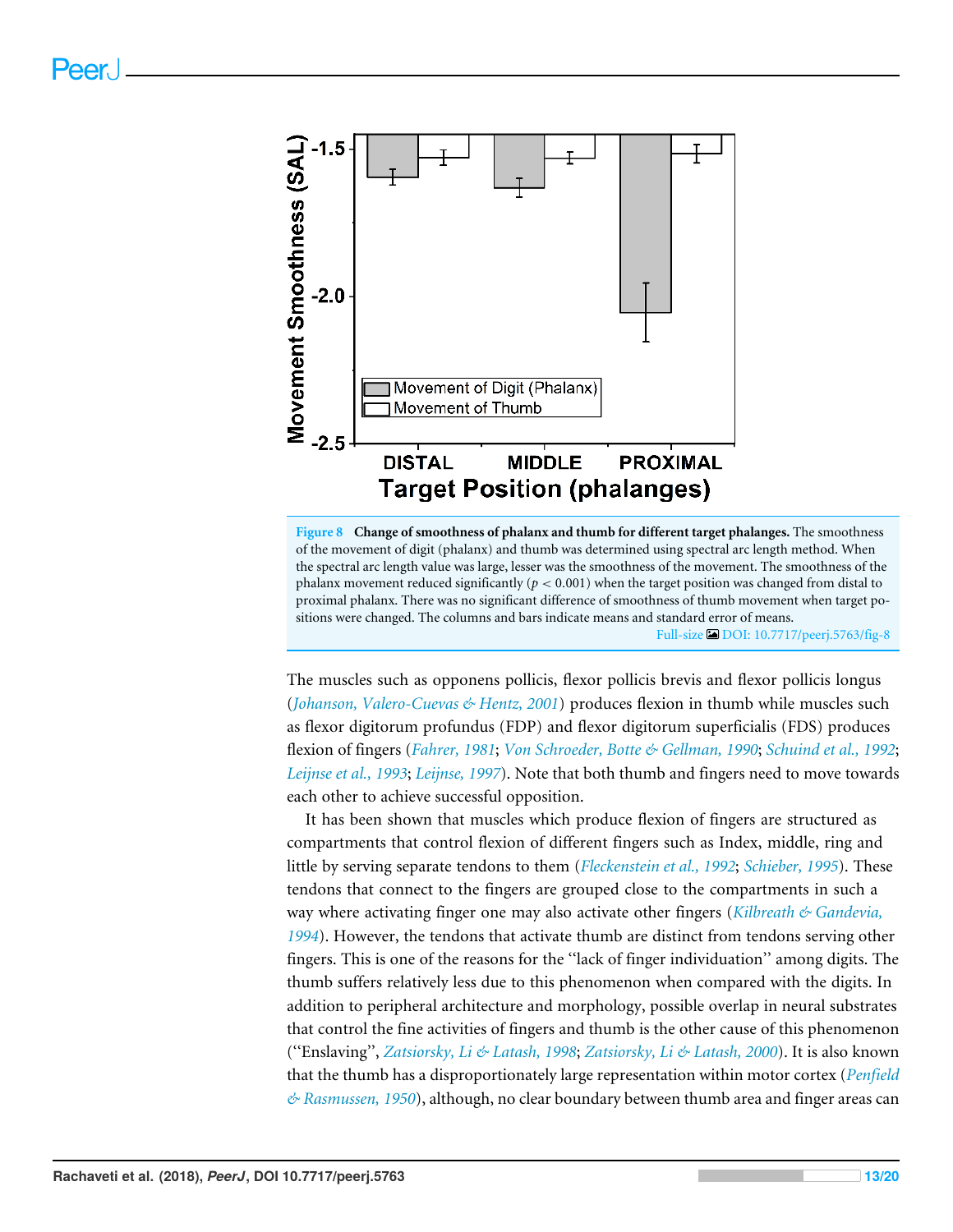**Figure 8 Change of smoothness of phalanx and thumb for different target phalanges.** The smoothness of the movement of digit (phalanx) and thumb was determined using spectral arc length method. When the spectral arc length value was large, lesser was the smoothness of the movement. The smoothness of the phalanx movement reduced significantly ($p < 0.001$) when the target position was changed from distal to proximal phalanx. There was no significant difference of smoothness of thumb movement when target positions were changed. The columns and bars indicate means and standard error of means.

Full-size DOI: 10.7717/peerj.5763/fig-8

The muscles such as opponens pollicis, flexor pollicis brevis and flexor pollicis longus (*Johanson, Valero-Cuevas & Hentz, 2001*) produces flexion in thumb while muscles such as flexor digitorum profundus (FDP) and flexor digitorum superficialis (FDS) produces flexion of fingers (*Fahrer, 1981*; *Von Schroeder, Botte & Gellman, 1990*; *Schuind et al., 1992*; *Leijnse et al., 1993*; *Leijnse, 1997*). Note that both thumb and fingers need to move towards each other to achieve successful opposition.

It has been shown that muscles which produce flexion of fingers are structured as compartments that control flexion of different fingers such as Index, middle, ring and little by serving separate tendons to them (*Fleckenstein et al., 1992*; *Schieber, 1995*). These tendons that connect to the fingers are grouped close to the compartments in such a way where activating finger one may also activate other fingers (*Kilbreath & Gandevia, 1994*). However, the tendons that activate thumb are distinct from tendons serving other fingers. This is one of the reasons for the "lack of finger individuation" among digits. The thumb suffers relatively less due to this phenomenon when compared with the digits. In addition to peripheral architecture and morphology, possible overlap in neural substrates that control the fine activities of fingers and thumb is the other cause of this phenomenon ("Enslaving", *Zatsiorsky, Li & Latash, 1998*; *Zatsiorsky, Li & Latash, 2000*). It is also known that the thumb has a disproportionately large representation within motor cortex (*Penfield & Rasmussen, 1950*), although, no clear boundary between thumb area and finger areas can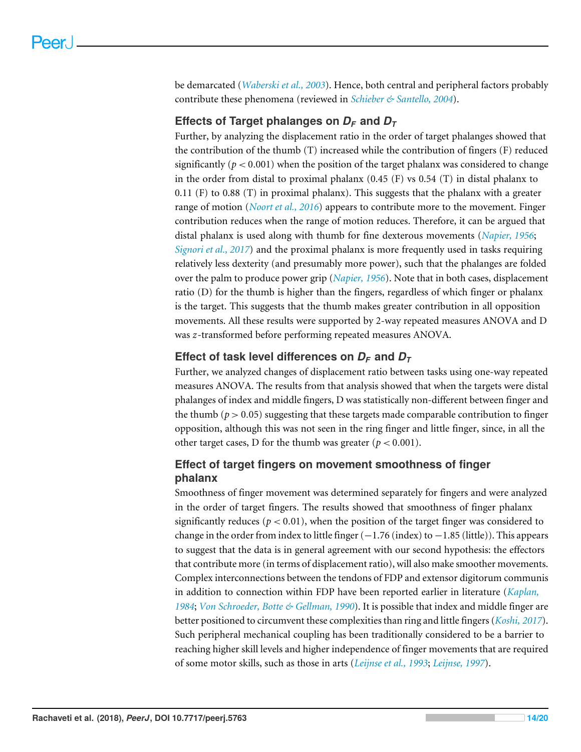be demarcated (*Waberski et al., 2003*). Hence, both central and peripheral factors probably contribute these phenomena (reviewed in *Schieber & Santello, 2004*).

### Effects of Target phalanges on $D_F$ and $D_T$

Further, by analyzing the displacement ratio in the order of target phalanges showed that the contribution of the thumb (T) increased while the contribution of fingers (F) reduced significantly ($p < 0.001$) when the position of the target phalanx was considered to change in the order from distal to proximal phalanx (0.45 (F) vs 0.54 (T) in distal phalanx to 0.11 (F) to 0.88 (T) in proximal phalanx). This suggests that the phalanx with a greater range of motion (*Noort et al., 2016*) appears to contribute more to the movement. Finger contribution reduces when the range of motion reduces. Therefore, it can be argued that distal phalanx is used along with thumb for fine dexterous movements (*Napier, 1956*; *Signori et al., 2017*) and the proximal phalanx is more frequently used in tasks requiring relatively less dexterity (and presumably more power), such that the phalanges are folded over the palm to produce power grip (*Napier, 1956*). Note that in both cases, displacement ratio (D) for the thumb is higher than the fingers, regardless of which finger or phalanx is the target. This suggests that the thumb makes greater contribution in all opposition movements. All these results were supported by 2-way repeated measures ANOVA and D was $z$-transformed before performing repeated measures ANOVA.

### Effect of task level differences on $D_F$ and $D_T$

Further, we analyzed changes of displacement ratio between tasks using one-way repeated measures ANOVA. The results from that analysis showed that when the targets were distal phalanges of index and middle fingers, D was statistically non-different between finger and the thumb ($p > 0.05$) suggesting that these targets made comparable contribution to finger opposition, although this was not seen in the ring finger and little finger, since, in all the other target cases, D for the thumb was greater ($p < 0.001$).

### Effect of target fingers on movement smoothness of finger phalanx

Smoothness of finger movement was determined separately for fingers and were analyzed in the order of target fingers. The results showed that smoothness of finger phalanx significantly reduces ($p < 0.01$), when the position of the target finger was considered to change in the order from index to little finger (−1.76 (index) to −1.85 (little)). This appears to suggest that the data is in general agreement with our second hypothesis: the effectors that contribute more (in terms of displacement ratio), will also make smoother movements. Complex interconnections between the tendons of FDP and extensor digitorum communis in addition to connection within FDP have been reported earlier in literature (*Kaplan, 1984*; *Von Schroeder, Botte & Gellman, 1990*). It is possible that index and middle finger are better positioned to circumvent these complexities than ring and little fingers (*Koshi, 2017*). Such peripheral mechanical coupling has been traditionally considered to be a barrier to reaching higher skill levels and higher independence of finger movements that are required of some motor skills, such as those in arts (*Leijnse et al., 1993*; *Leijnse, 1997*).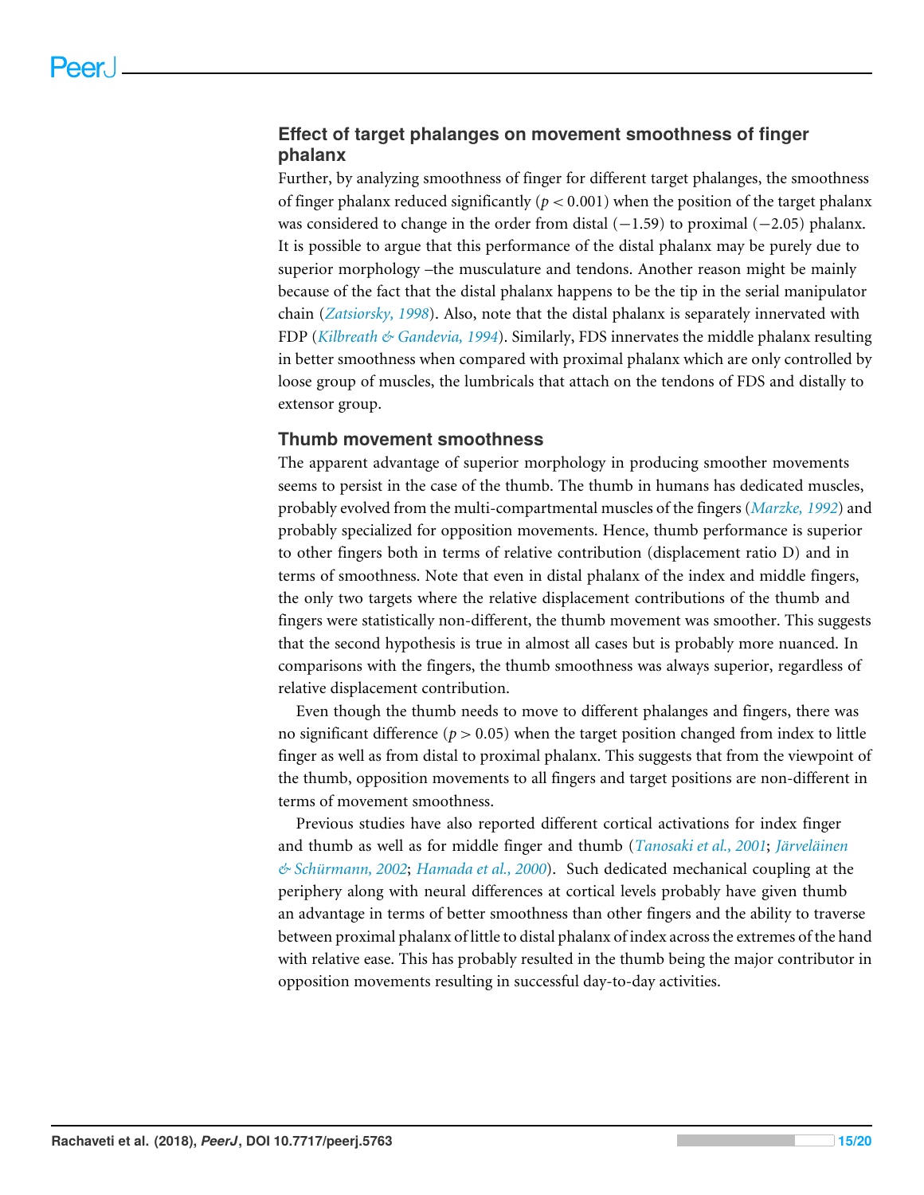### Effect of target phalanges on movement smoothness of finger phalanx

Further, by analyzing smoothness of finger for different target phalanges, the smoothness of finger phalanx reduced significantly ($p < 0.001$) when the position of the target phalanx was considered to change in the order from distal ($-1.59$) to proximal ($-2.05$) phalanx. It is possible to argue that this performance of the distal phalanx may be purely due to superior morphology –the musculature and tendons. Another reason might be mainly because of the fact that the distal phalanx happens to be the tip in the serial manipulator chain (*Zatsiorsky, 1998*). Also, note that the distal phalanx is separately innervated with FDP (*Kilbreath & Gandevia, 1994*). Similarly, FDS innervates the middle phalanx resulting in better smoothness when compared with proximal phalanx which are only controlled by loose group of muscles, the lumbricals that attach on the tendons of FDS and distally to extensor group.

### Thumb movement smoothness

The apparent advantage of superior morphology in producing smoother movements seems to persist in the case of the thumb. The thumb in humans has dedicated muscles, probably evolved from the multi-compartmental muscles of the fingers (*Marzke, 1992*) and probably specialized for opposition movements. Hence, thumb performance is superior to other fingers both in terms of relative contribution (displacement ratio D) and in terms of smoothness. Note that even in distal phalanx of the index and middle fingers, the only two targets where the relative displacement contributions of the thumb and fingers were statistically non-different, the thumb movement was smoother. This suggests that the second hypothesis is true in almost all cases but is probably more nuanced. In comparisons with the fingers, the thumb smoothness was always superior, regardless of relative displacement contribution.

Even though the thumb needs to move to different phalanges and fingers, there was no significant difference ($p > 0.05$) when the target position changed from index to little finger as well as from distal to proximal phalanx. This suggests that from the viewpoint of the thumb, opposition movements to all fingers and target positions are non-different in terms of movement smoothness.

Previous studies have also reported different cortical activations for index finger and thumb as well as for middle finger and thumb (*Tanosaki et al., 2001*; *Järveläinen & Schürmann, 2002*; *Hamada et al., 2000*). Such dedicated mechanical coupling at the periphery along with neural differences at cortical levels probably have given thumb an advantage in terms of better smoothness than other fingers and the ability to traverse between proximal phalanx of little to distal phalanx of index across the extremes of the hand with relative ease. This has probably resulted in the thumb being the major contributor in opposition movements resulting in successful day-to-day activities.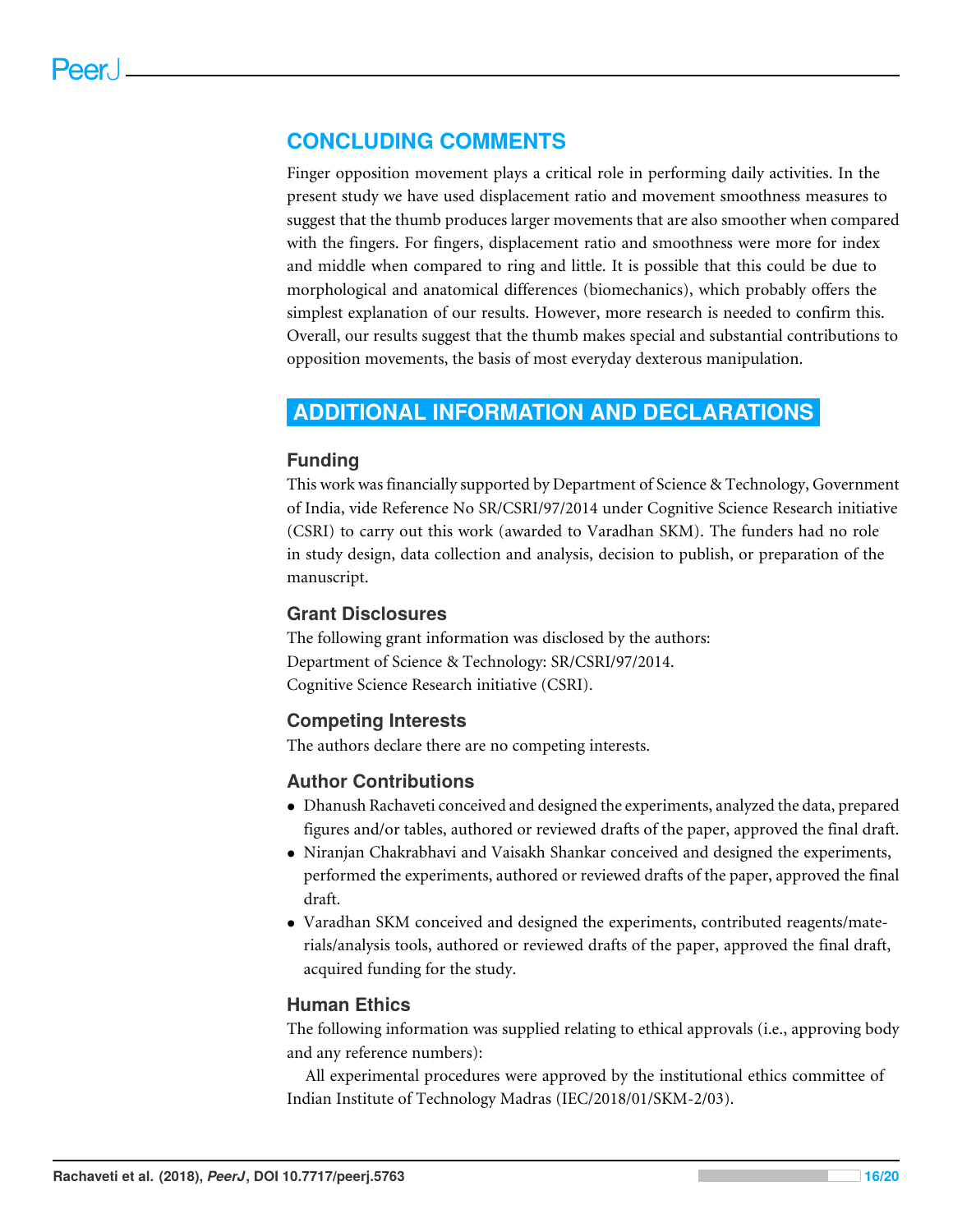## CONCLUDING COMMENTS

Finger opposition movement plays a critical role in performing daily activities. In the present study we have used displacement ratio and movement smoothness measures to suggest that the thumb produces larger movements that are also smoother when compared with the fingers. For fingers, displacement ratio and smoothness were more for index and middle when compared to ring and little. It is possible that this could be due to morphological and anatomical differences (biomechanics), which probably offers the simplest explanation of our results. However, more research is needed to confirm this. Overall, our results suggest that the thumb makes special and substantial contributions to opposition movements, the basis of most everyday dexterous manipulation.

## ADDITIONAL INFORMATION AND DECLARATIONS

### Funding

This work was financially supported by Department of Science & Technology, Government of India, vide Reference No SR/CSRI/97/2014 under Cognitive Science Research initiative (CSRI) to carry out this work (awarded to Varadhan SKM). The funders had no role in study design, data collection and analysis, decision to publish, or preparation of the manuscript.

### Grant Disclosures

The following grant information was disclosed by the authors:
Department of Science & Technology: SR/CSRI/97/2014.
Cognitive Science Research initiative (CSRI).

### Competing Interests

The authors declare there are no competing interests.

### Author Contributions

- Dhanush Rachaveti conceived and designed the experiments, analyzed the data, prepared figures and/or tables, authored or reviewed drafts of the paper, approved the final draft.
- Niranjan Chakrabhavi and Vaisakh Shankar conceived and designed the experiments, performed the experiments, authored or reviewed drafts of the paper, approved the final draft.
- Varadhan SKM conceived and designed the experiments, contributed reagents/materials/analysis tools, authored or reviewed drafts of the paper, approved the final draft, acquired funding for the study.

### Human Ethics

The following information was supplied relating to ethical approvals (i.e., approving body and any reference numbers):

All experimental procedures were approved by the institutional ethics committee of Indian Institute of Technology Madras (IEC/2018/01/SKM-2/03).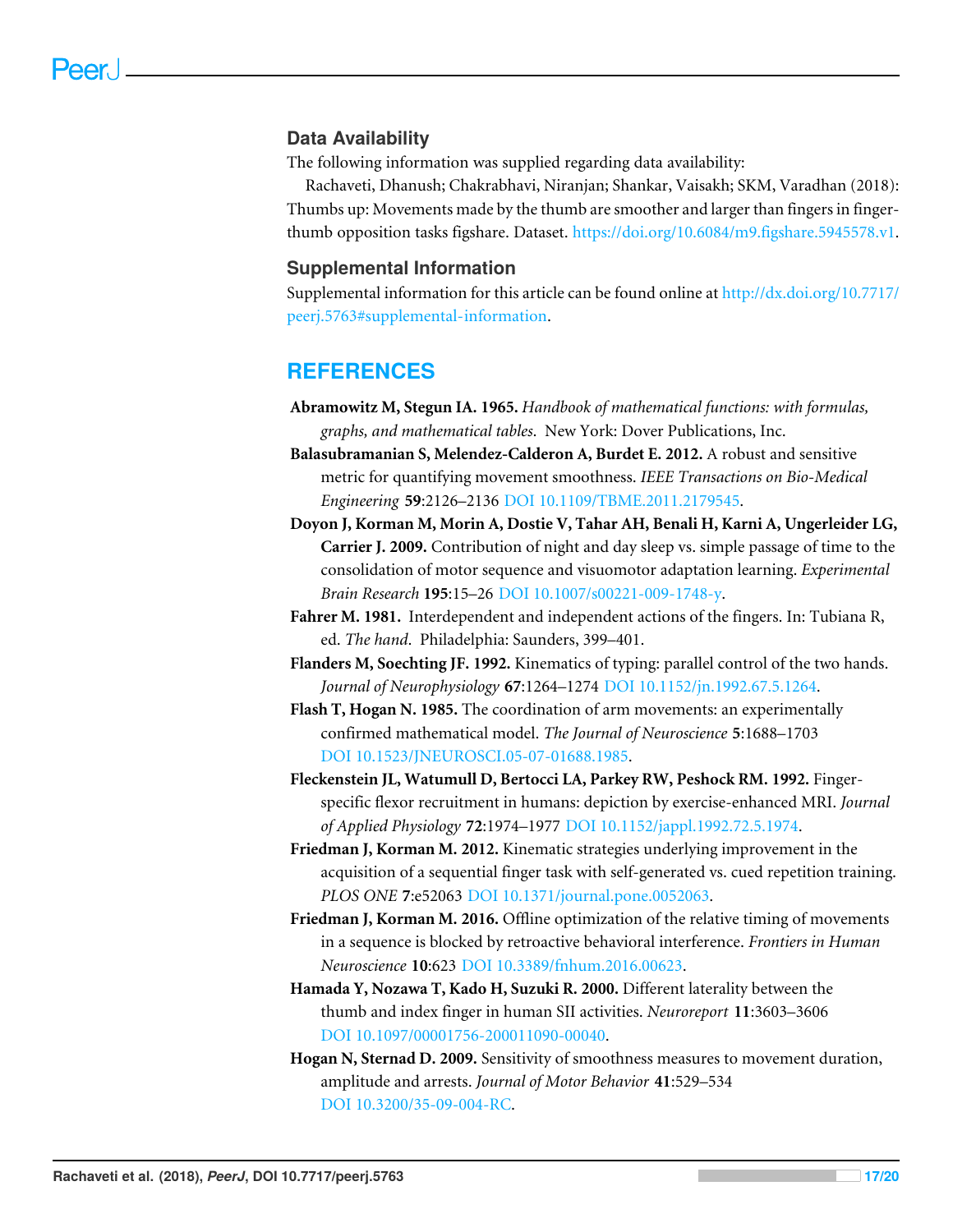## Data Availability

The following information was supplied regarding data availability:

Rachaveti, Dhanush; Chakrabhavi, Niranjan; Shankar, Vaisakh; SKM, Varadhan (2018): Thumbs up: Movements made by the thumb are smoother and larger than fingers in finger-thumb opposition tasks figshare. Dataset. https://doi.org/10.6084/m9.figshare.5945578.v1.

## Supplemental Information

Supplemental information for this article can be found online at http://dx.doi.org/10.7717/peerj.5763#supplemental-information.

# REFERENCES

**Abramowitz M, Stegun IA. 1965.** *Handbook of mathematical functions: with formulas, graphs, and mathematical tables.* New York: Dover Publications, Inc.

**Balasubramanian S, Melendez-Calderon A, Burdet E. 2012.** A robust and sensitive metric for quantifying movement smoothness. *IEEE Transactions on Bio-Medical Engineering* **59**:2126–2136 DOI 10.1109/TBME.2011.2179545.

**Doyon J, Korman M, Morin A, Dostie V, Tahar AH, Benali H, Karni A, Ungerleider LG, Carrier J. 2009.** Contribution of night and day sleep vs. simple passage of time to the consolidation of motor sequence and visuomotor adaptation learning. *Experimental Brain Research* **195**:15–26 DOI 10.1007/s00221-009-1748-y.

**Fahrer M. 1981.** Interdependent and independent actions of the fingers. In: Tubiana R, ed. *The hand.* Philadelphia: Saunders, 399–401.

**Flanders M, Soechting JF. 1992.** Kinematics of typing: parallel control of the two hands. *Journal of Neurophysiology* **67**:1264–1274 DOI 10.1152/jn.1992.67.5.1264.

**Flash T, Hogan N. 1985.** The coordination of arm movements: an experimentally confirmed mathematical model. *The Journal of Neuroscience* **5**:1688–1703 DOI 10.1523/JNEUROSCI.05-07-01688.1985.

**Fleckenstein JL, Watumull D, Bertocci LA, Parkey RW, Peshock RM. 1992.** Finger-specific flexor recruitment in humans: depiction by exercise-enhanced MRI. *Journal of Applied Physiology* **72**:1974–1977 DOI 10.1152/jappl.1992.72.5.1974.

**Friedman J, Korman M. 2012.** Kinematic strategies underlying improvement in the acquisition of a sequential finger task with self-generated vs. cued repetition training. *PLOS ONE* **7**:e52063 DOI 10.1371/journal.pone.0052063.

**Friedman J, Korman M. 2016.** Offline optimization of the relative timing of movements in a sequence is blocked by retroactive behavioral interference. *Frontiers in Human Neuroscience* **10**:623 DOI 10.3389/fnhum.2016.00623.

**Hamada Y, Nozawa T, Kado H, Suzuki R. 2000.** Different laterality between the thumb and index finger in human SII activities. *Neuroreport* **11**:3603–3606 DOI 10.1097/00001756-200011090-00040.

**Hogan N, Sternad D. 2009.** Sensitivity of smoothness measures to movement duration, amplitude and arrests. *Journal of Motor Behavior* **41**:529–534 DOI 10.3200/35-09-004-RC.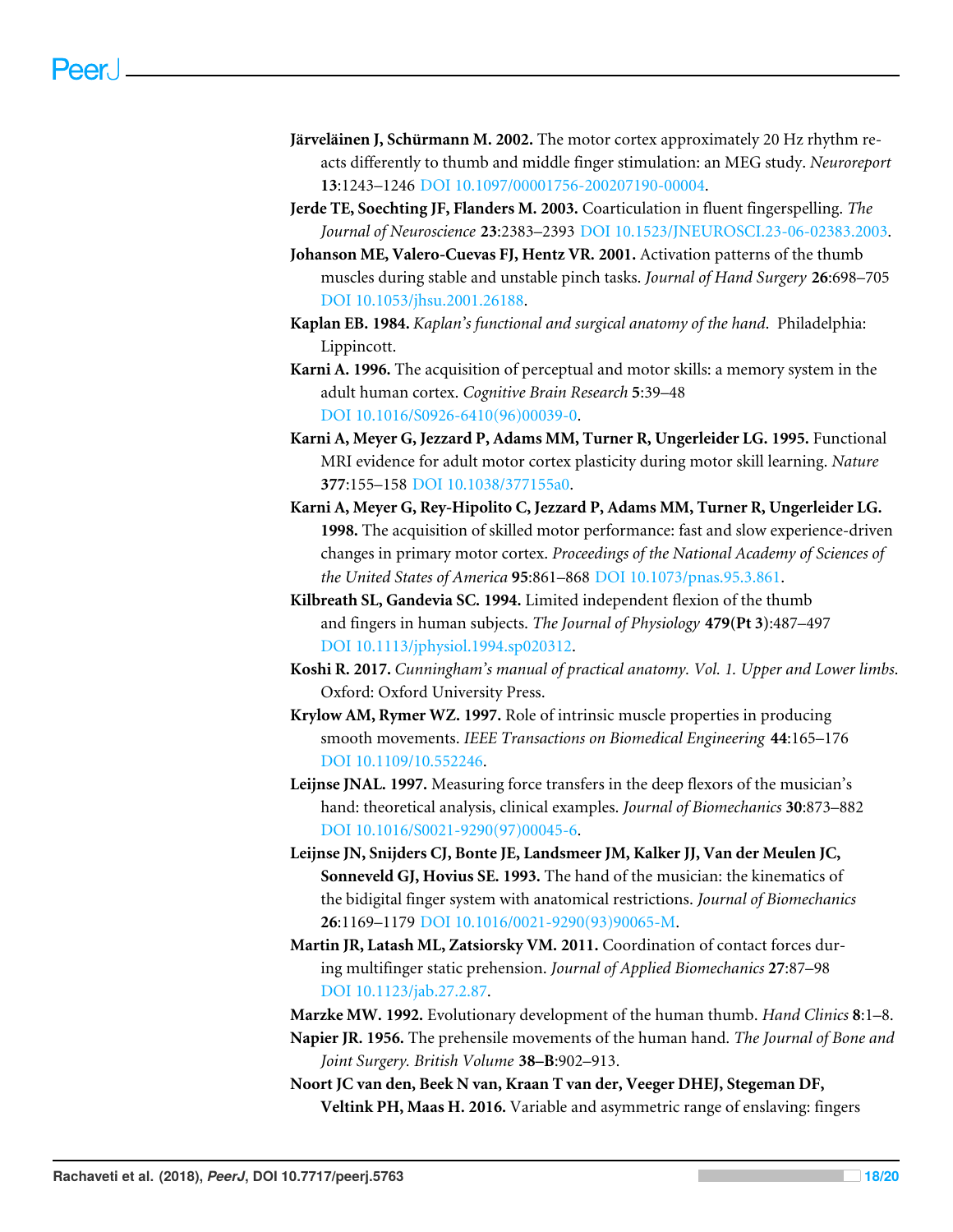**Järveläinen J, Schürmann M. 2002.** The motor cortex approximately 20 Hz rhythm reacts differently to thumb and middle finger stimulation: an MEG study. *Neuroreport* **13**:1243–1246 DOI 10.1097/00001756-200207190-00004.

**Jerde TE, Soechting JF, Flanders M. 2003.** Coarticulation in fluent fingerspelling. *The Journal of Neuroscience* **23**:2383–2393 DOI 10.1523/JNEUROSCI.23-06-02383.2003.

**Johanson ME, Valero-Cuevas FJ, Hentz VR. 2001.** Activation patterns of the thumb muscles during stable and unstable pinch tasks. *Journal of Hand Surgery* **26**:698–705 DOI 10.1053/jhsu.2001.26188.

**Kaplan EB. 1984.** *Kaplan's functional and surgical anatomy of the hand.* Philadelphia: Lippincott.

**Karni A. 1996.** The acquisition of perceptual and motor skills: a memory system in the adult human cortex. *Cognitive Brain Research* **5**:39–48 DOI 10.1016/S0926-6410(96)00039-0.

**Karni A, Meyer G, Jezzard P, Adams MM, Turner R, Ungerleider LG. 1995.** Functional MRI evidence for adult motor cortex plasticity during motor skill learning. *Nature* **377**:155–158 DOI 10.1038/377155a0.

**Karni A, Meyer G, Rey-Hipolito C, Jezzard P, Adams MM, Turner R, Ungerleider LG. 1998.** The acquisition of skilled motor performance: fast and slow experience-driven changes in primary motor cortex. *Proceedings of the National Academy of Sciences of the United States of America* **95**:861–868 DOI 10.1073/pnas.95.3.861.

**Kilbreath SL, Gandevia SC. 1994.** Limited independent flexion of the thumb and fingers in human subjects. *The Journal of Physiology* **479(Pt 3)**:487–497 DOI 10.1113/jphysiol.1994.sp020312.

**Koshi R. 2017.** *Cunningham's manual of practical anatomy. Vol. 1. Upper and Lower limbs.* Oxford: Oxford University Press.

**Krylow AM, Rymer WZ. 1997.** Role of intrinsic muscle properties in producing smooth movements. *IEEE Transactions on Biomedical Engineering* **44**:165–176 DOI 10.1109/10.552246.

**Leijnse JNAL. 1997.** Measuring force transfers in the deep flexors of the musician's hand: theoretical analysis, clinical examples. *Journal of Biomechanics* **30**:873–882 DOI 10.1016/S0021-9290(97)00045-6.

**Leijnse JN, Snijders CJ, Bonte JE, Landsmeer JM, Kalker JJ, Van der Meulen JC, Sonneveld GJ, Hovius SE. 1993.** The hand of the musician: the kinematics of the bidigital finger system with anatomical restrictions. *Journal of Biomechanics* **26**:1169–1179 DOI 10.1016/0021-9290(93)90065-M.

**Martin JR, Latash ML, Zatsiorsky VM. 2011.** Coordination of contact forces during multifinger static prehension. *Journal of Applied Biomechanics* **27**:87–98 DOI 10.1123/jab.27.2.87.

**Marzke MW. 1992.** Evolutionary development of the human thumb. *Hand Clinics* **8**:1–8.

**Napier JR. 1956.** The prehensile movements of the human hand. *The Journal of Bone and Joint Surgery. British Volume* **38–B**:902–913.

**Noort JC van den, Beek N van, Kraan T van der, Veeger DHEJ, Stegeman DF, Veltink PH, Maas H. 2016.** Variable and asymmetric range of enslaving: fingers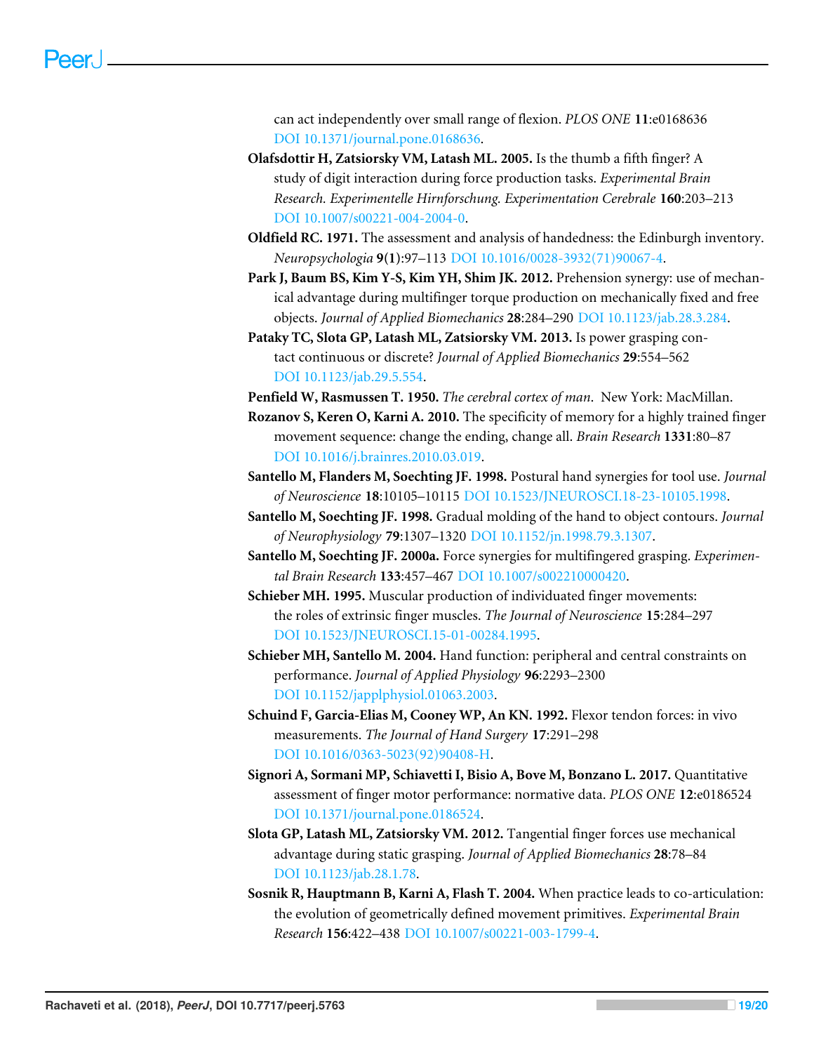can act independently over small range of flexion. *PLOS ONE* **11**:e0168636 DOI 10.1371/journal.pone.0168636.

**Olafsdottir H, Zatsiorsky VM, Latash ML. 2005.** Is the thumb a fifth finger? A study of digit interaction during force production tasks. *Experimental Brain Research. Experimentelle Hirnforschung. Experimentation Cerebrale* **160**:203–213 DOI 10.1007/s00221-004-2004-0.

**Oldfield RC. 1971.** The assessment and analysis of handedness: the Edinburgh inventory. *Neuropsychologia* **9(1)**:97–113 DOI 10.1016/0028-3932(71)90067-4.

**Park J, Baum BS, Kim Y-S, Kim YH, Shim JK. 2012.** Prehension synergy: use of mechanical advantage during multifinger torque production on mechanically fixed and free objects. *Journal of Applied Biomechanics* **28**:284–290 DOI 10.1123/jab.28.3.284.

**Pataky TC, Slota GP, Latash ML, Zatsiorsky VM. 2013.** Is power grasping contact continuous or discrete? *Journal of Applied Biomechanics* **29**:554–562 DOI 10.1123/jab.29.5.554.

**Penfield W, Rasmussen T. 1950.** *The cerebral cortex of man*. New York: MacMillan.

**Rozanov S, Keren O, Karni A. 2010.** The specificity of memory for a highly trained finger movement sequence: change the ending, change all. *Brain Research* **1331**:80–87 DOI 10.1016/j.brainres.2010.03.019.

**Santello M, Flanders M, Soechting JF. 1998.** Postural hand synergies for tool use. *Journal of Neuroscience* **18**:10105–10115 DOI 10.1523/JNEUROSCI.18-23-10105.1998.

**Santello M, Soechting JF. 1998.** Gradual molding of the hand to object contours. *Journal of Neurophysiology* **79**:1307–1320 DOI 10.1152/jn.1998.79.3.1307.

**Santello M, Soechting JF. 2000a.** Force synergies for multifingered grasping. *Experimental Brain Research* **133**:457–467 DOI 10.1007/s002210000420.

**Schieber MH. 1995.** Muscular production of individuated finger movements: the roles of extrinsic finger muscles. *The Journal of Neuroscience* **15**:284–297 DOI 10.1523/JNEUROSCI.15-01-00284.1995.

**Schieber MH, Santello M. 2004.** Hand function: peripheral and central constraints on performance. *Journal of Applied Physiology* **96**:2293–2300 DOI 10.1152/japplphysiol.01063.2003.

**Schuind F, Garcia-Elias M, Cooney WP, An KN. 1992.** Flexor tendon forces: in vivo measurements. *The Journal of Hand Surgery* **17**:291–298 DOI 10.1016/0363-5023(92)90408-H.

**Signori A, Sormani MP, Schiavetti I, Bisio A, Bove M, Bonzano L. 2017.** Quantitative assessment of finger motor performance: normative data. *PLOS ONE* **12**:e0186524 DOI 10.1371/journal.pone.0186524.

**Slota GP, Latash ML, Zatsiorsky VM. 2012.** Tangential finger forces use mechanical advantage during static grasping. *Journal of Applied Biomechanics* **28**:78–84 DOI 10.1123/jab.28.1.78.

**Sosnik R, Hauptmann B, Karni A, Flash T. 2004.** When practice leads to co-articulation: the evolution of geometrically defined movement primitives. *Experimental Brain Research* **156**:422–438 DOI 10.1007/s00221-003-1799-4.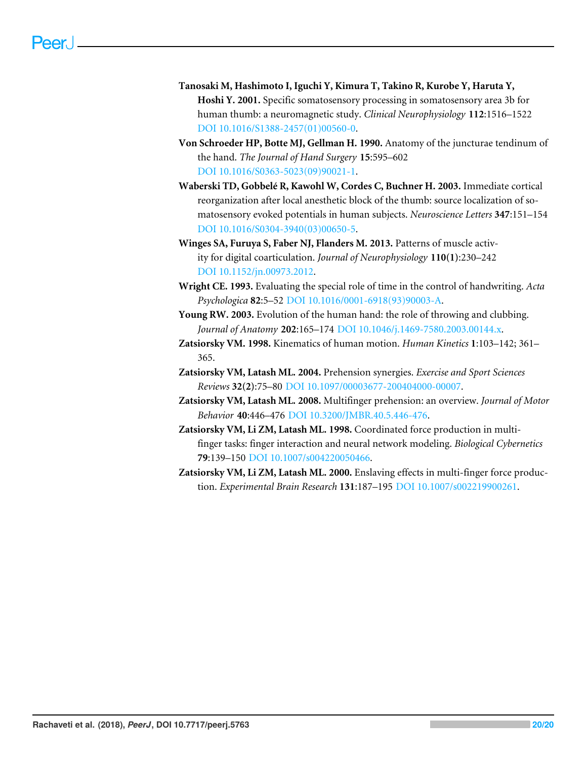**Tanosaki M, Hashimoto I, Iguchi Y, Kimura T, Takino R, Kurobe Y, Haruta Y, Hoshi Y. 2001.** Specific somatosensory processing in somatosensory area 3b for human thumb: a neuromagnetic study. *Clinical Neurophysiology* **112**:1516–1522 DOI 10.1016/S1388-2457(01)00560-0.

**Von Schroeder HP, Botte MJ, Gellman H. 1990.** Anatomy of the juncturae tendinum of the hand. *The Journal of Hand Surgery* **15**:595–602 DOI 10.1016/S0363-5023(09)90021-1.

**Waberski TD, Gobbelé R, Kawohl W, Cordes C, Buchner H. 2003.** Immediate cortical reorganization after local anesthetic block of the thumb: source localization of somatosensory evoked potentials in human subjects. *Neuroscience Letters* **347**:151–154 DOI 10.1016/S0304-3940(03)00650-5.

**Winges SA, Furuya S, Faber NJ, Flanders M. 2013.** Patterns of muscle activity for digital coarticulation. *Journal of Neurophysiology* **110(1)**:230–242 DOI 10.1152/jn.00973.2012.

**Wright CE. 1993.** Evaluating the special role of time in the control of handwriting. *Acta Psychologica* **82**:5–52 DOI 10.1016/0001-6918(93)90003-A.

**Young RW. 2003.** Evolution of the human hand: the role of throwing and clubbing. *Journal of Anatomy* **202**:165–174 DOI 10.1046/j.1469-7580.2003.00144.x.

**Zatsiorsky VM. 1998.** Kinematics of human motion. *Human Kinetics* **1**:103–142; 361–365.

**Zatsiorsky VM, Latash ML. 2004.** Prehension synergies. *Exercise and Sport Sciences Reviews* **32(2)**:75–80 DOI 10.1097/00003677-200404000-00007.

**Zatsiorsky VM, Latash ML. 2008.** Multifinger prehension: an overview. *Journal of Motor Behavior* **40**:446–476 DOI 10.3200/JMBR.40.5.446-476.

**Zatsiorsky VM, Li ZM, Latash ML. 1998.** Coordinated force production in multi-finger tasks: finger interaction and neural network modeling. *Biological Cybernetics* **79**:139–150 DOI 10.1007/s004220050466.

**Zatsiorsky VM, Li ZM, Latash ML. 2000.** Enslaving effects in multi-finger force production. *Experimental Brain Research* **131**:187–195 DOI 10.1007/s002219900261.